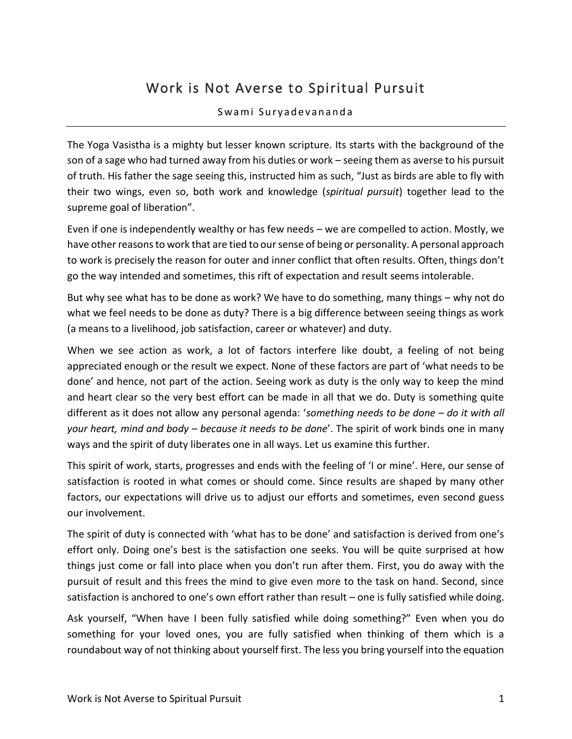# Work is Not Averse to Spiritual Pursuit

Swami Suryadevananda

---

The Yoga Vasistha is a mighty but lesser known scripture. Its starts with the background of the son of a sage who had turned away from his duties or work – seeing them as averse to his pursuit of truth. His father the sage seeing this, instructed him as such, "Just as birds are able to fly with their two wings, even so, both work and knowledge (*spiritual pursuit*) together lead to the supreme goal of liberation".

Even if one is independently wealthy or has few needs – we are compelled to action. Mostly, we have other reasons to work that are tied to our sense of being or personality. A personal approach to work is precisely the reason for outer and inner conflict that often results. Often, things don't go the way intended and sometimes, this rift of expectation and result seems intolerable.

But why see what has to be done as work? We have to do something, many things – why not do what we feel needs to be done as duty? There is a big difference between seeing things as work (a means to a livelihood, job satisfaction, career or whatever) and duty.

When we see action as work, a lot of factors interfere like doubt, a feeling of not being appreciated enough or the result we expect. None of these factors are part of 'what needs to be done' and hence, not part of the action. Seeing work as duty is the only way to keep the mind and heart clear so the very best effort can be made in all that we do. Duty is something quite different as it does not allow any personal agenda: '*something needs to be done – do it with all your heart, mind and body – because it needs to be done*'. The spirit of work binds one in many ways and the spirit of duty liberates one in all ways. Let us examine this further.

This spirit of work, starts, progresses and ends with the feeling of 'I or mine'. Here, our sense of satisfaction is rooted in what comes or should come. Since results are shaped by many other factors, our expectations will drive us to adjust our efforts and sometimes, even second guess our involvement.

The spirit of duty is connected with 'what has to be done' and satisfaction is derived from one's effort only. Doing one's best is the satisfaction one seeks. You will be quite surprised at how things just come or fall into place when you don't run after them. First, you do away with the pursuit of result and this frees the mind to give even more to the task on hand. Second, since satisfaction is anchored to one's own effort rather than result – one is fully satisfied while doing.

Ask yourself, "When have I been fully satisfied while doing something?" Even when you do something for your loved ones, you are fully satisfied when thinking of them which is a roundabout way of not thinking about yourself first. The less you bring yourself into the equation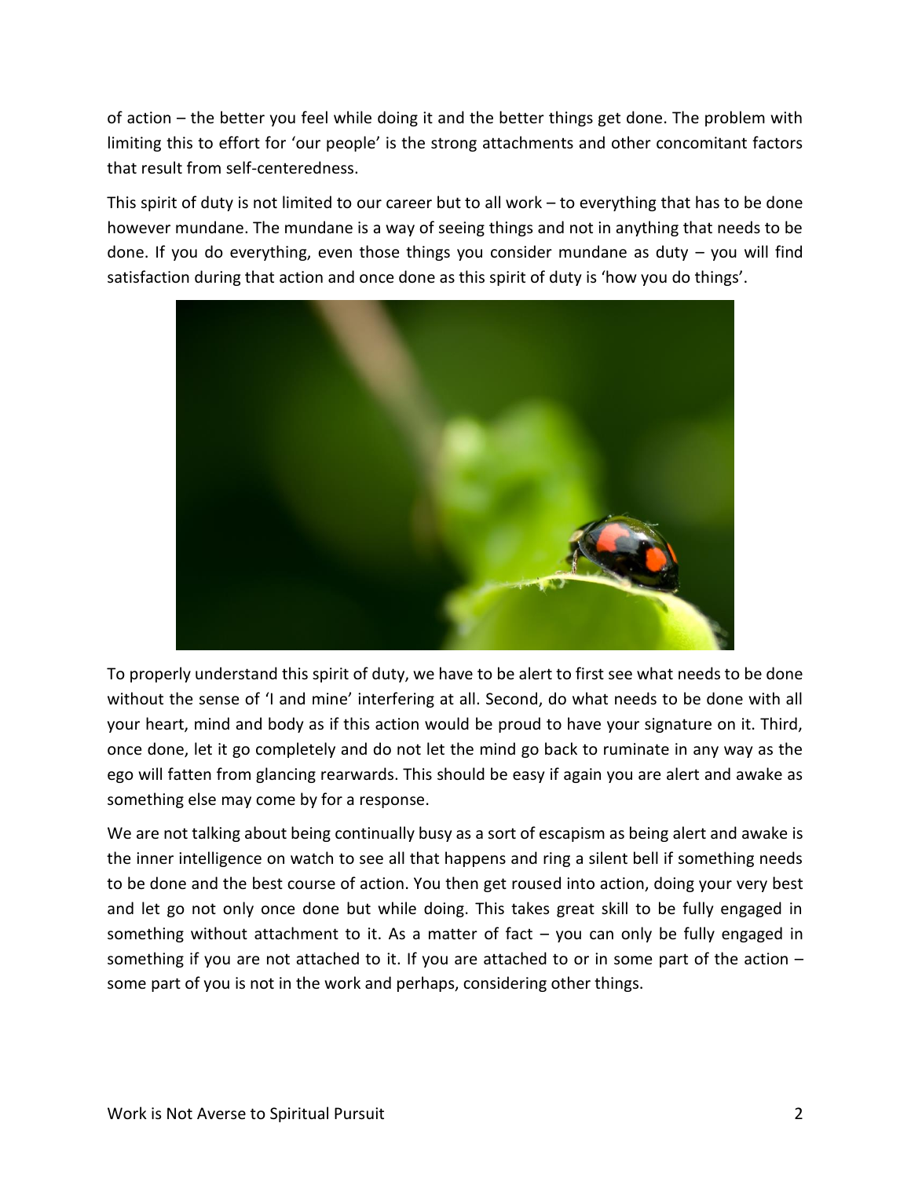of action – the better you feel while doing it and the better things get done. The problem with limiting this to effort for 'our people' is the strong attachments and other concomitant factors that result from self-centeredness.

This spirit of duty is not limited to our career but to all work – to everything that has to be done however mundane. The mundane is a way of seeing things and not in anything that needs to be done. If you do everything, even those things you consider mundane as duty – you will find satisfaction during that action and once done as this spirit of duty is 'how you do things'.

To properly understand this spirit of duty, we have to be alert to first see what needs to be done without the sense of 'I and mine' interfering at all. Second, do what needs to be done with all your heart, mind and body as if this action would be proud to have your signature on it. Third, once done, let it go completely and do not let the mind go back to ruminate in any way as the ego will fatten from glancing rearwards. This should be easy if again you are alert and awake as something else may come by for a response.

We are not talking about being continually busy as a sort of escapism as being alert and awake is the inner intelligence on watch to see all that happens and ring a silent bell if something needs to be done and the best course of action. You then get roused into action, doing your very best and let go not only once done but while doing. This takes great skill to be fully engaged in something without attachment to it. As a matter of fact – you can only be fully engaged in something if you are not attached to it. If you are attached to or in some part of the action – some part of you is not in the work and perhaps, considering other things.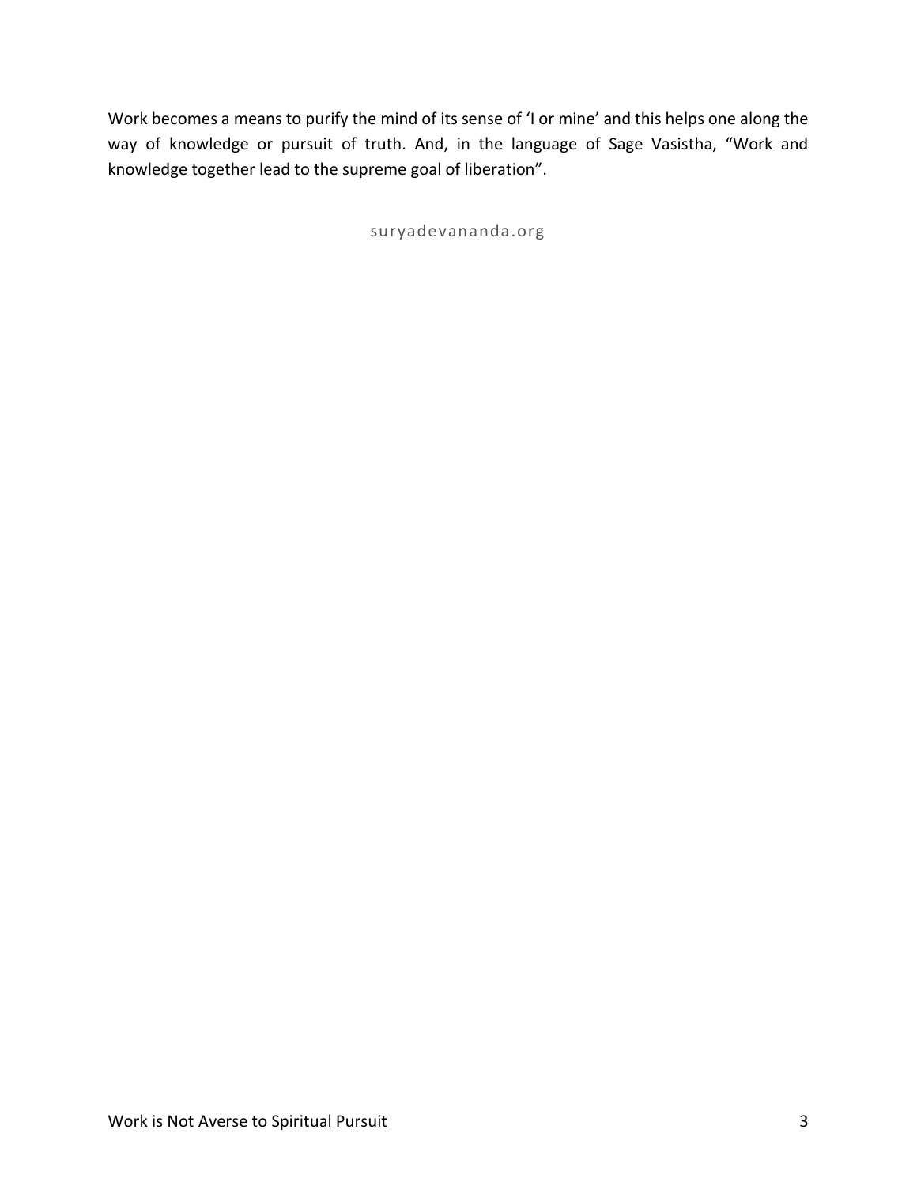Work becomes a means to purify the mind of its sense of 'I or mine' and this helps one along the way of knowledge or pursuit of truth. And, in the language of Sage Vasistha, "Work and knowledge together lead to the supreme goal of liberation".

suryadevananda.org